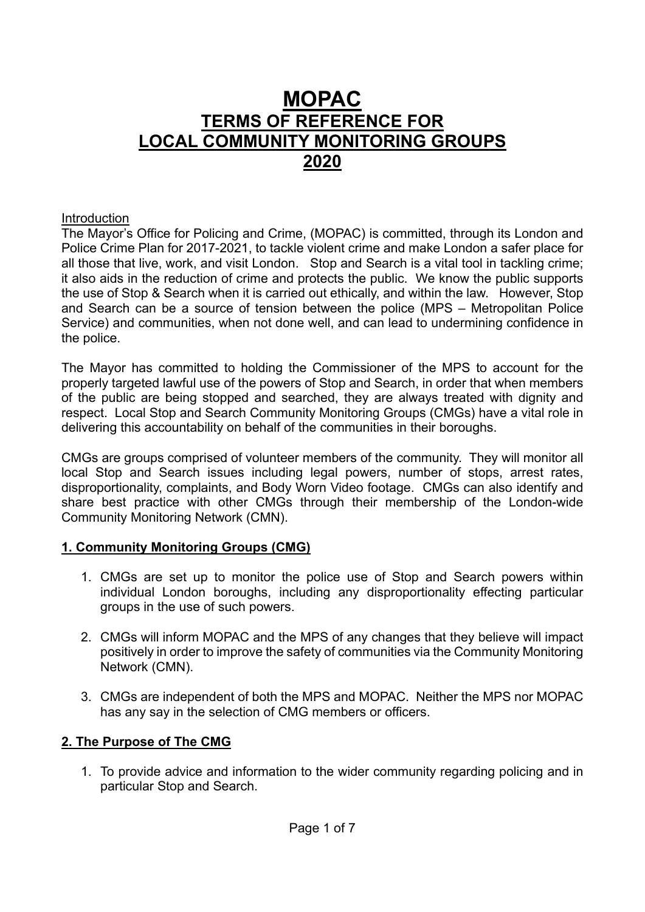# MOPAC
# TERMS OF REFERENCE FOR LOCAL COMMUNITY MONITORING GROUPS 2020

Introduction

The Mayor's Office for Policing and Crime, (MOPAC) is committed, through its London and Police Crime Plan for 2017-2021, to tackle violent crime and make London a safer place for all those that live, work, and visit London. Stop and Search is a vital tool in tackling crime; it also aids in the reduction of crime and protects the public. We know the public supports the use of Stop & Search when it is carried out ethically, and within the law. However, Stop and Search can be a source of tension between the police (MPS – Metropolitan Police Service) and communities, when not done well, and can lead to undermining confidence in the police.

The Mayor has committed to holding the Commissioner of the MPS to account for the properly targeted lawful use of the powers of Stop and Search, in order that when members of the public are being stopped and searched, they are always treated with dignity and respect. Local Stop and Search Community Monitoring Groups (CMGs) have a vital role in delivering this accountability on behalf of the communities in their boroughs.

CMGs are groups comprised of volunteer members of the community. They will monitor all local Stop and Search issues including legal powers, number of stops, arrest rates, disproportionality, complaints, and Body Worn Video footage. CMGs can also identify and share best practice with other CMGs through their membership of the London-wide Community Monitoring Network (CMN).

## 1. Community Monitoring Groups (CMG)

1. CMGs are set up to monitor the police use of Stop and Search powers within individual London boroughs, including any disproportionality effecting particular groups in the use of such powers.

2. CMGs will inform MOPAC and the MPS of any changes that they believe will impact positively in order to improve the safety of communities via the Community Monitoring Network (CMN).

3. CMGs are independent of both the MPS and MOPAC. Neither the MPS nor MOPAC has any say in the selection of CMG members or officers.

## 2. The Purpose of The CMG

1. To provide advice and information to the wider community regarding policing and in particular Stop and Search.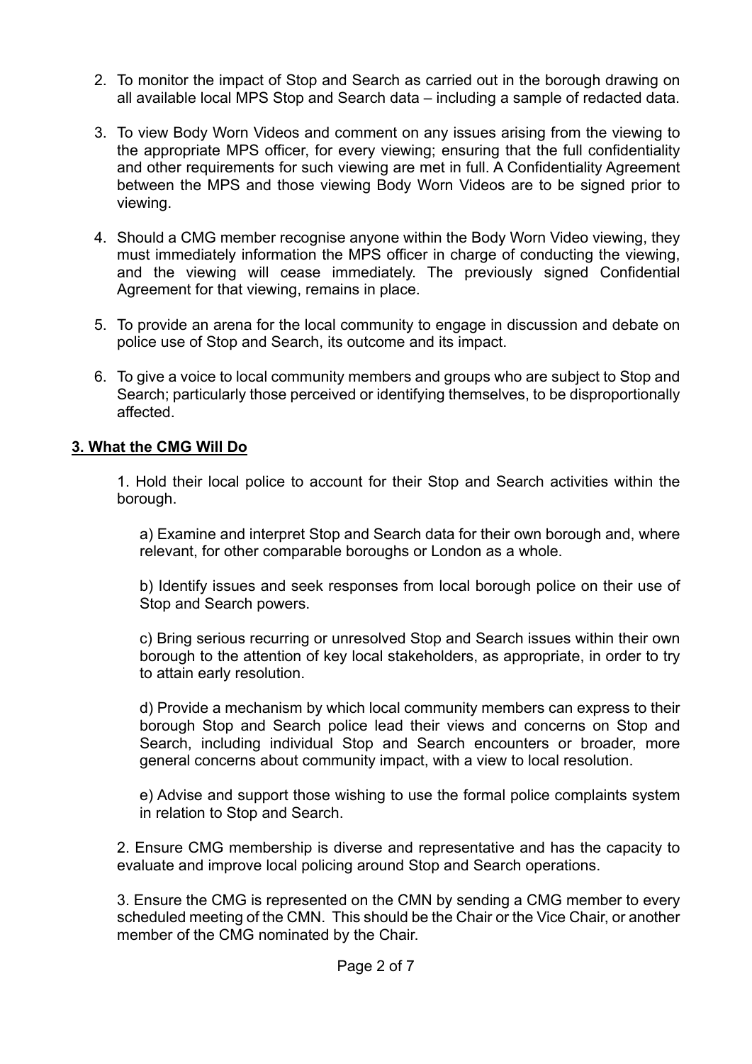2. To monitor the impact of Stop and Search as carried out in the borough drawing on all available local MPS Stop and Search data – including a sample of redacted data.

3. To view Body Worn Videos and comment on any issues arising from the viewing to the appropriate MPS officer, for every viewing; ensuring that the full confidentiality and other requirements for such viewing are met in full. A Confidentiality Agreement between the MPS and those viewing Body Worn Videos are to be signed prior to viewing.

4. Should a CMG member recognise anyone within the Body Worn Video viewing, they must immediately information the MPS officer in charge of conducting the viewing, and the viewing will cease immediately. The previously signed Confidential Agreement for that viewing, remains in place.

5. To provide an arena for the local community to engage in discussion and debate on police use of Stop and Search, its outcome and its impact.

6. To give a voice to local community members and groups who are subject to Stop and Search; particularly those perceived or identifying themselves, to be disproportionally affected.

## 3. What the CMG Will Do

1. Hold their local police to account for their Stop and Search activities within the borough.

   a) Examine and interpret Stop and Search data for their own borough and, where relevant, for other comparable boroughs or London as a whole.

   b) Identify issues and seek responses from local borough police on their use of Stop and Search powers.

   c) Bring serious recurring or unresolved Stop and Search issues within their own borough to the attention of key local stakeholders, as appropriate, in order to try to attain early resolution.

   d) Provide a mechanism by which local community members can express to their borough Stop and Search police lead their views and concerns on Stop and Search, including individual Stop and Search encounters or broader, more general concerns about community impact, with a view to local resolution.

   e) Advise and support those wishing to use the formal police complaints system in relation to Stop and Search.

2. Ensure CMG membership is diverse and representative and has the capacity to evaluate and improve local policing around Stop and Search operations.

3. Ensure the CMG is represented on the CMN by sending a CMG member to every scheduled meeting of the CMN. This should be the Chair or the Vice Chair, or another member of the CMG nominated by the Chair.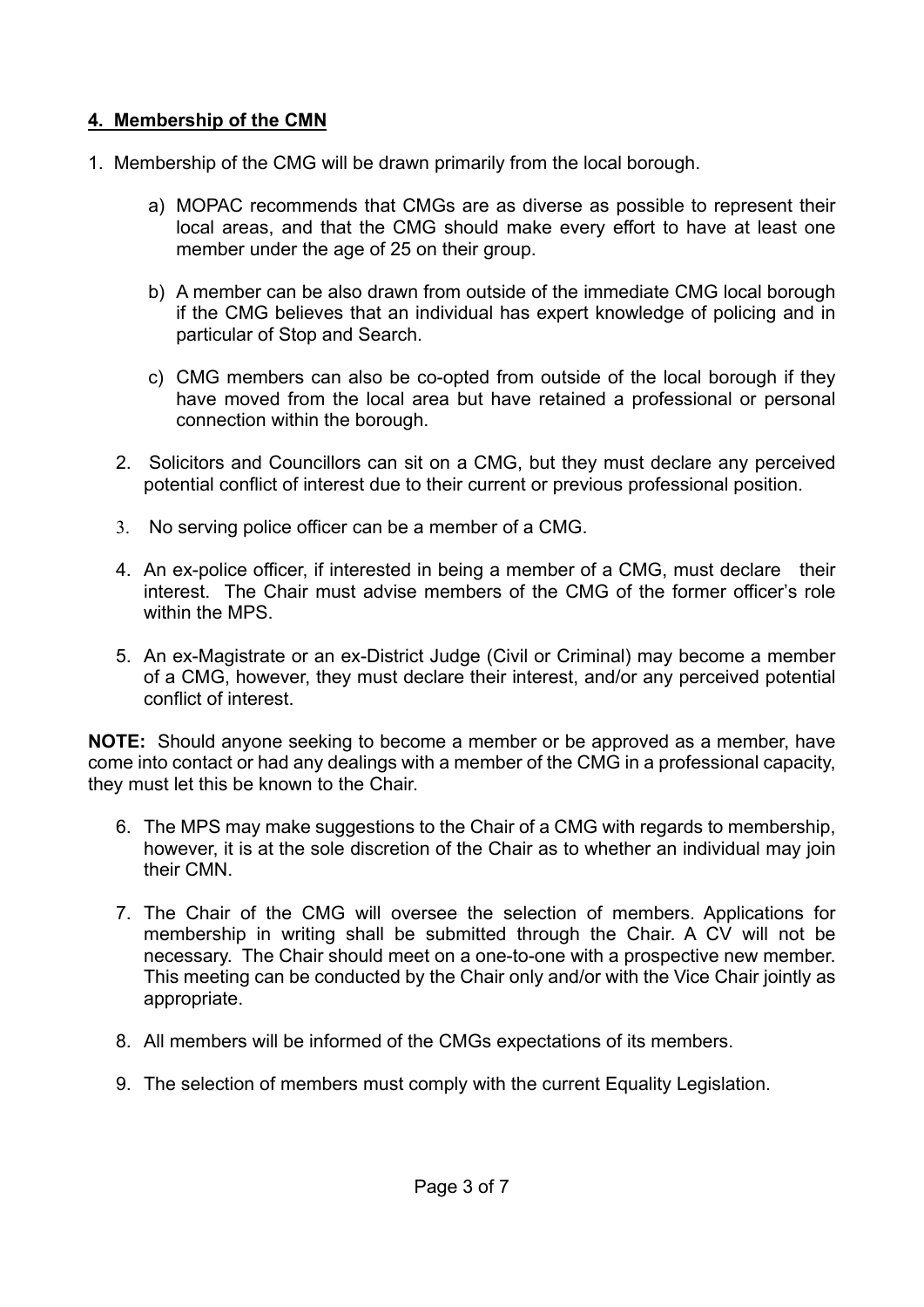## 4. Membership of the CMN

1. Membership of the CMG will be drawn primarily from the local borough.

   a) MOPAC recommends that CMGs are as diverse as possible to represent their local areas, and that the CMG should make every effort to have at least one member under the age of 25 on their group.

   b) A member can be also drawn from outside of the immediate CMG local borough if the CMG believes that an individual has expert knowledge of policing and in particular of Stop and Search.

   c) CMG members can also be co-opted from outside of the local borough if they have moved from the local area but have retained a professional or personal connection within the borough.

2. Solicitors and Councillors can sit on a CMG, but they must declare any perceived potential conflict of interest due to their current or previous professional position.

3. No serving police officer can be a member of a CMG.

4. An ex-police officer, if interested in being a member of a CMG, must declare their interest. The Chair must advise members of the CMG of the former officer's role within the MPS.

5. An ex-Magistrate or an ex-District Judge (Civil or Criminal) may become a member of a CMG, however, they must declare their interest, and/or any perceived potential conflict of interest.

**NOTE:** Should anyone seeking to become a member or be approved as a member, have come into contact or had any dealings with a member of the CMG in a professional capacity, they must let this be known to the Chair.

6. The MPS may make suggestions to the Chair of a CMG with regards to membership, however, it is at the sole discretion of the Chair as to whether an individual may join their CMN.

7. The Chair of the CMG will oversee the selection of members. Applications for membership in writing shall be submitted through the Chair. A CV will not be necessary. The Chair should meet on a one-to-one with a prospective new member. This meeting can be conducted by the Chair only and/or with the Vice Chair jointly as appropriate.

8. All members will be informed of the CMGs expectations of its members.

9. The selection of members must comply with the current Equality Legislation.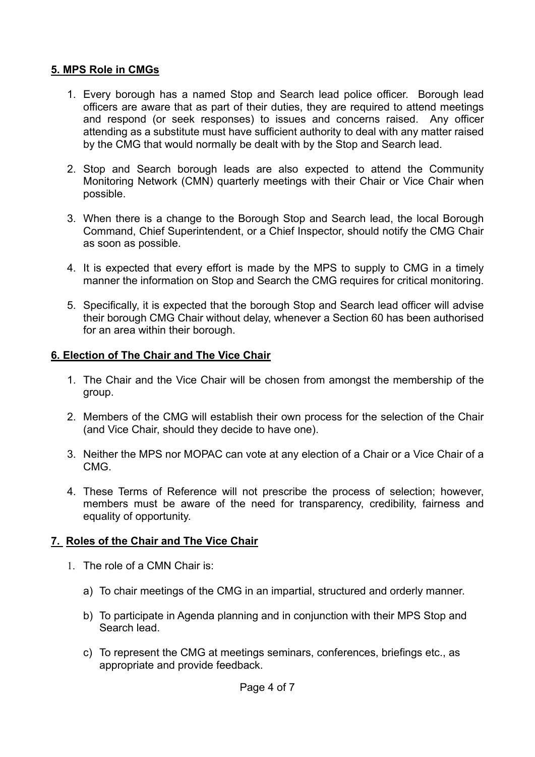## 5. MPS Role in CMGs

1. Every borough has a named Stop and Search lead police officer. Borough lead officers are aware that as part of their duties, they are required to attend meetings and respond (or seek responses) to issues and concerns raised. Any officer attending as a substitute must have sufficient authority to deal with any matter raised by the CMG that would normally be dealt with by the Stop and Search lead.

2. Stop and Search borough leads are also expected to attend the Community Monitoring Network (CMN) quarterly meetings with their Chair or Vice Chair when possible.

3. When there is a change to the Borough Stop and Search lead, the local Borough Command, Chief Superintendent, or a Chief Inspector, should notify the CMG Chair as soon as possible.

4. It is expected that every effort is made by the MPS to supply to CMG in a timely manner the information on Stop and Search the CMG requires for critical monitoring.

5. Specifically, it is expected that the borough Stop and Search lead officer will advise their borough CMG Chair without delay, whenever a Section 60 has been authorised for an area within their borough.

## 6. Election of The Chair and The Vice Chair

1. The Chair and the Vice Chair will be chosen from amongst the membership of the group.

2. Members of the CMG will establish their own process for the selection of the Chair (and Vice Chair, should they decide to have one).

3. Neither the MPS nor MOPAC can vote at any election of a Chair or a Vice Chair of a CMG.

4. These Terms of Reference will not prescribe the process of selection; however, members must be aware of the need for transparency, credibility, fairness and equality of opportunity.

## 7. Roles of the Chair and The Vice Chair

1. The role of a CMN Chair is:

   a) To chair meetings of the CMG in an impartial, structured and orderly manner.

   b) To participate in Agenda planning and in conjunction with their MPS Stop and Search lead.

   c) To represent the CMG at meetings seminars, conferences, briefings etc., as appropriate and provide feedback.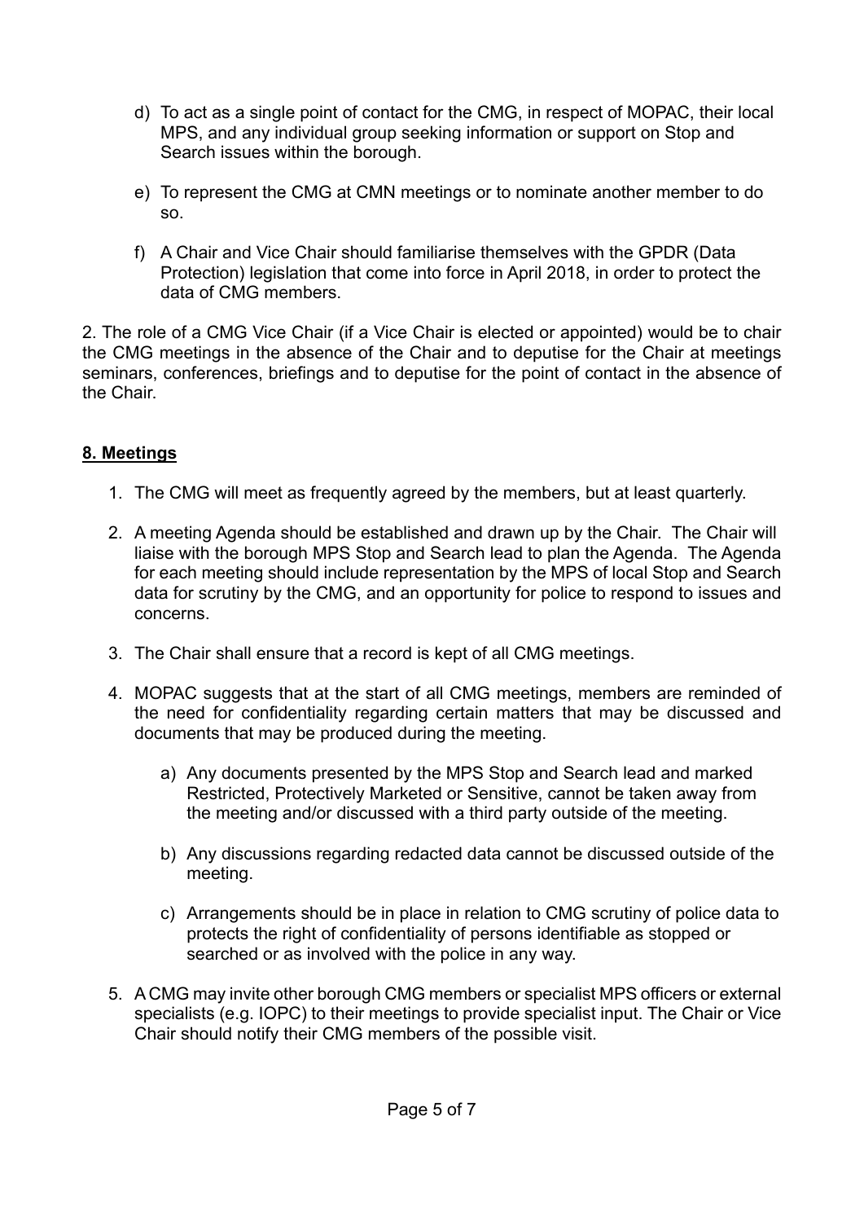d) To act as a single point of contact for the CMG, in respect of MOPAC, their local MPS, and any individual group seeking information or support on Stop and Search issues within the borough.

e) To represent the CMG at CMN meetings or to nominate another member to do so.

f) A Chair and Vice Chair should familiarise themselves with the GPDR (Data Protection) legislation that come into force in April 2018, in order to protect the data of CMG members.

2. The role of a CMG Vice Chair (if a Vice Chair is elected or appointed) would be to chair the CMG meetings in the absence of the Chair and to deputise for the Chair at meetings seminars, conferences, briefings and to deputise for the point of contact in the absence of the Chair.

## **8. Meetings**

1. The CMG will meet as frequently agreed by the members, but at least quarterly.

2. A meeting Agenda should be established and drawn up by the Chair. The Chair will liaise with the borough MPS Stop and Search lead to plan the Agenda. The Agenda for each meeting should include representation by the MPS of local Stop and Search data for scrutiny by the CMG, and an opportunity for police to respond to issues and concerns.

3. The Chair shall ensure that a record is kept of all CMG meetings.

4. MOPAC suggests that at the start of all CMG meetings, members are reminded of the need for confidentiality regarding certain matters that may be discussed and documents that may be produced during the meeting.

   a) Any documents presented by the MPS Stop and Search lead and marked Restricted, Protectively Marketed or Sensitive, cannot be taken away from the meeting and/or discussed with a third party outside of the meeting.

   b) Any discussions regarding redacted data cannot be discussed outside of the meeting.

   c) Arrangements should be in place in relation to CMG scrutiny of police data to protects the right of confidentiality of persons identifiable as stopped or searched or as involved with the police in any way.

5. A CMG may invite other borough CMG members or specialist MPS officers or external specialists (e.g. IOPC) to their meetings to provide specialist input. The Chair or Vice Chair should notify their CMG members of the possible visit.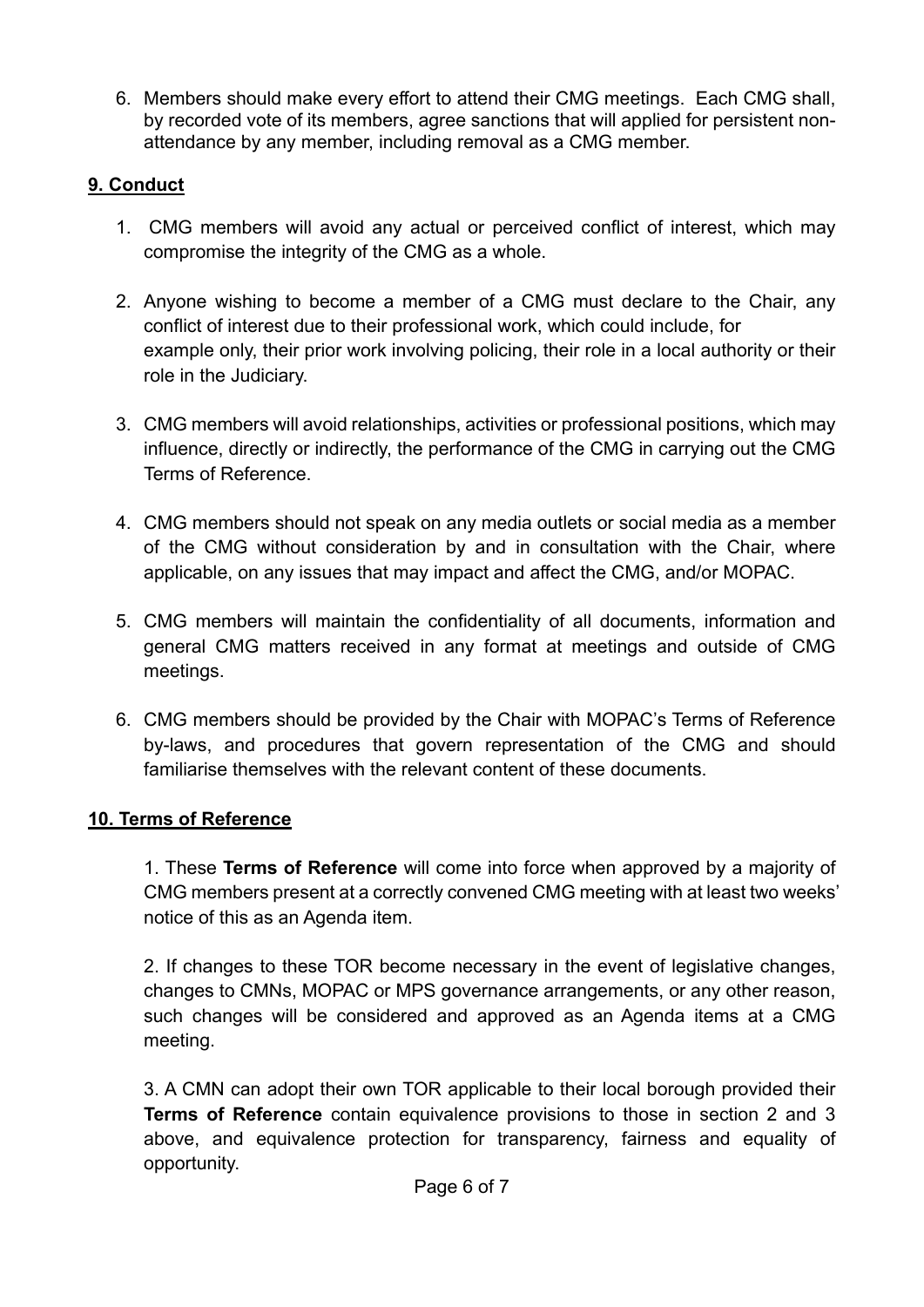6. Members should make every effort to attend their CMG meetings. Each CMG shall, by recorded vote of its members, agree sanctions that will applied for persistent non-attendance by any member, including removal as a CMG member.

## 9. Conduct

1. CMG members will avoid any actual or perceived conflict of interest, which may compromise the integrity of the CMG as a whole.

2. Anyone wishing to become a member of a CMG must declare to the Chair, any conflict of interest due to their professional work, which could include, for example only, their prior work involving policing, their role in a local authority or their role in the Judiciary.

3. CMG members will avoid relationships, activities or professional positions, which may influence, directly or indirectly, the performance of the CMG in carrying out the CMG Terms of Reference.

4. CMG members should not speak on any media outlets or social media as a member of the CMG without consideration by and in consultation with the Chair, where applicable, on any issues that may impact and affect the CMG, and/or MOPAC.

5. CMG members will maintain the confidentiality of all documents, information and general CMG matters received in any format at meetings and outside of CMG meetings.

6. CMG members should be provided by the Chair with MOPAC's Terms of Reference by-laws, and procedures that govern representation of the CMG and should familiarise themselves with the relevant content of these documents.

## 10. Terms of Reference

1. These **Terms of Reference** will come into force when approved by a majority of CMG members present at a correctly convened CMG meeting with at least two weeks' notice of this as an Agenda item.

2. If changes to these TOR become necessary in the event of legislative changes, changes to CMNs, MOPAC or MPS governance arrangements, or any other reason, such changes will be considered and approved as an Agenda items at a CMG meeting.

3. A CMN can adopt their own TOR applicable to their local borough provided their **Terms of Reference** contain equivalence provisions to those in section 2 and 3 above, and equivalence protection for transparency, fairness and equality of opportunity.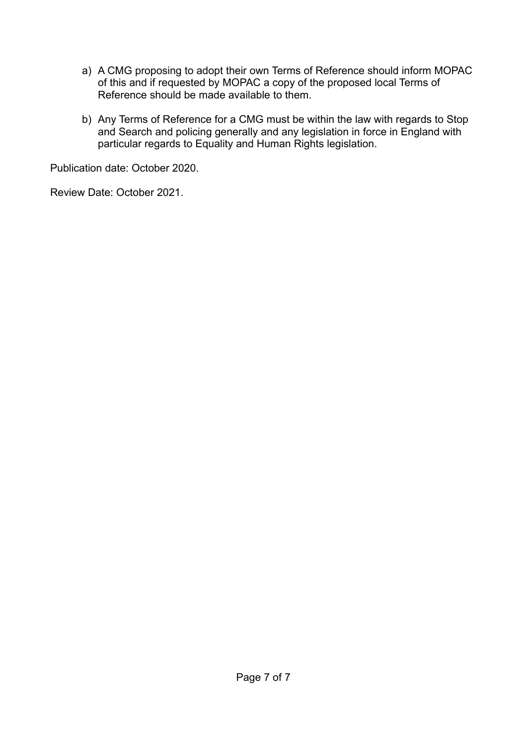a) A CMG proposing to adopt their own Terms of Reference should inform MOPAC of this and if requested by MOPAC a copy of the proposed local Terms of Reference should be made available to them.

b) Any Terms of Reference for a CMG must be within the law with regards to Stop and Search and policing generally and any legislation in force in England with particular regards to Equality and Human Rights legislation.

Publication date: October 2020.

Review Date: October 2021.